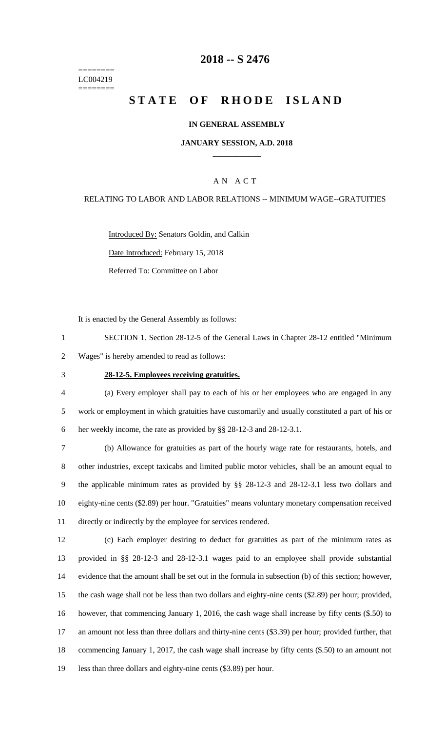========
LC004219
========

# 2018 -- S 2476

# STATE OF RHODE ISLAND

**IN GENERAL ASSEMBLY**

**JANUARY SESSION, A.D. 2018**

A N A C T

RELATING TO LABOR AND LABOR RELATIONS -- MINIMUM WAGE--GRATUITIES

Introduced By: Senators Goldin, and Calkin

Date Introduced: February 15, 2018

Referred To: Committee on Labor

It is enacted by the General Assembly as follows:

1 SECTION 1. Section 28-12-5 of the General Laws in Chapter 28-12 entitled "Minimum
2 Wages" is hereby amended to read as follows:

3 **28-12-5. Employees receiving gratuities.**

4 (a) Every employer shall pay to each of his or her employees who are engaged in any
5 work or employment in which gratuities have customarily and usually constituted a part of his or
6 her weekly income, the rate as provided by §§ 28-12-3 and 28-12-3.1.

7 (b) Allowance for gratuities as part of the hourly wage rate for restaurants, hotels, and
8 other industries, except taxicabs and limited public motor vehicles, shall be an amount equal to
9 the applicable minimum rates as provided by §§ 28-12-3 and 28-12-3.1 less two dollars and
10 eighty-nine cents ($2.89) per hour. "Gratuities" means voluntary monetary compensation received
11 directly or indirectly by the employee for services rendered.

12 (c) Each employer desiring to deduct for gratuities as part of the minimum rates as
13 provided in §§ 28-12-3 and 28-12-3.1 wages paid to an employee shall provide substantial
14 evidence that the amount shall be set out in the formula in subsection (b) of this section; however,
15 the cash wage shall not be less than two dollars and eighty-nine cents ($2.89) per hour; provided,
16 however, that commencing January 1, 2016, the cash wage shall increase by fifty cents ($.50) to
17 an amount not less than three dollars and thirty-nine cents ($3.39) per hour; provided further, that
18 commencing January 1, 2017, the cash wage shall increase by fifty cents ($.50) to an amount not
19 less than three dollars and eighty-nine cents ($3.89) per hour.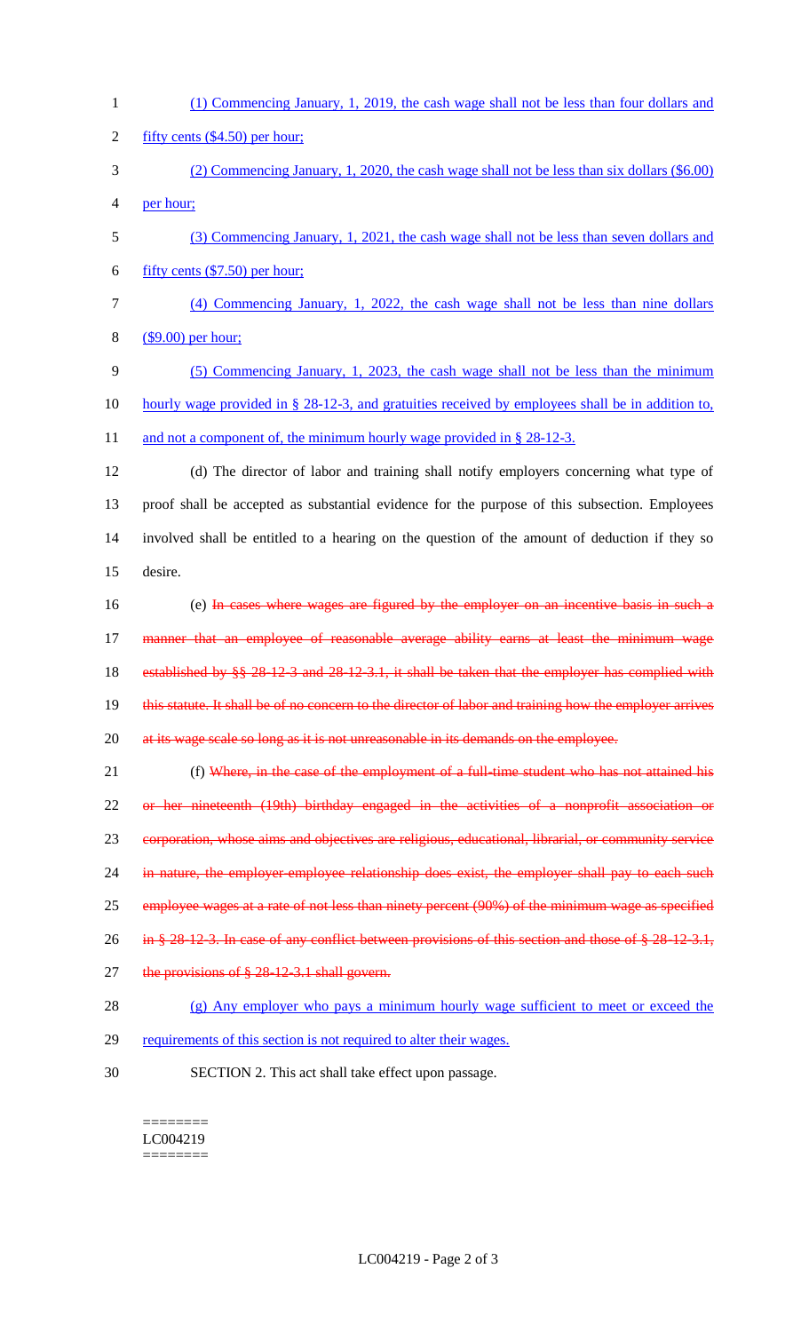(1) Commencing January, 1, 2019, the cash wage shall not be less than four dollars and fifty cents ($4.50) per hour;

(2) Commencing January, 1, 2020, the cash wage shall not be less than six dollars ($6.00) per hour;

(3) Commencing January, 1, 2021, the cash wage shall not be less than seven dollars and fifty cents ($7.50) per hour;

(4) Commencing January, 1, 2022, the cash wage shall not be less than nine dollars ($9.00) per hour;

(5) Commencing January, 1, 2023, the cash wage shall not be less than the minimum hourly wage provided in § 28-12-3, and gratuities received by employees shall be in addition to, and not a component of, the minimum hourly wage provided in § 28-12-3.

(d) The director of labor and training shall notify employers concerning what type of proof shall be accepted as substantial evidence for the purpose of this subsection. Employees involved shall be entitled to a hearing on the question of the amount of deduction if they so desire.

(e) ~~In cases where wages are figured by the employer on an incentive basis in such a manner that an employee of reasonable average ability earns at least the minimum wage established by §§ 28-12-3 and 28-12-3.1, it shall be taken that the employer has complied with this statute. It shall be of no concern to the director of labor and training how the employer arrives at its wage scale so long as it is not unreasonable in its demands on the employee.~~

(f) ~~Where, in the case of the employment of a full-time student who has not attained his or her nineteenth (19th) birthday engaged in the activities of a nonprofit association or corporation, whose aims and objectives are religious, educational, librarial, or community service in nature, the employer-employee relationship does exist, the employer shall pay to each such employee wages at a rate of not less than ninety percent (90%) of the minimum wage as specified in § 28-12-3. In case of any conflict between provisions of this section and those of § 28-12-3.1, the provisions of § 28-12-3.1 shall govern.~~

(g) Any employer who pays a minimum hourly wage sufficient to meet or exceed the requirements of this section is not required to alter their wages.

SECTION 2. This act shall take effect upon passage.

========
LC004219
========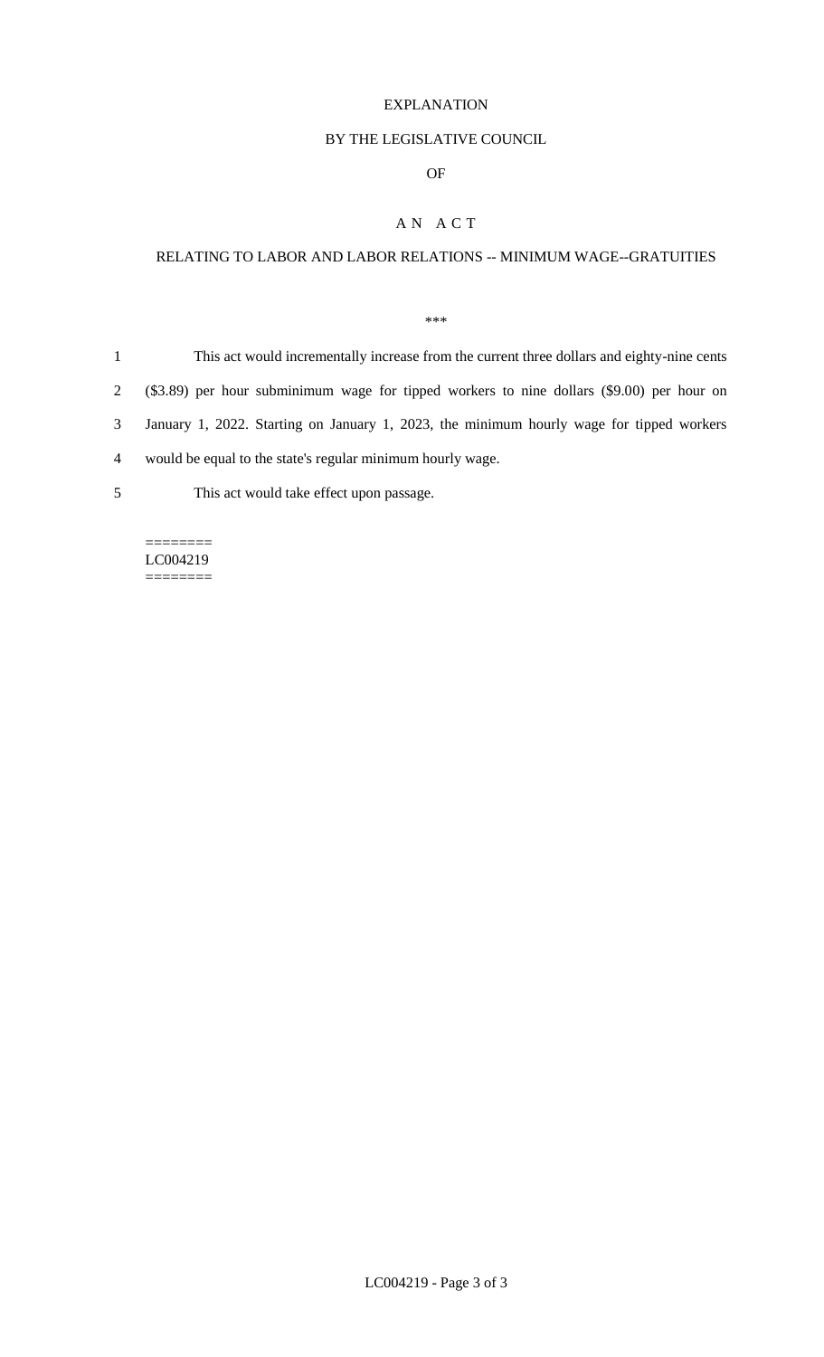EXPLANATION

BY THE LEGISLATIVE COUNCIL

OF

A N A C T

RELATING TO LABOR AND LABOR RELATIONS -- MINIMUM WAGE--GRATUITIES

\*\*\*

This act would incrementally increase from the current three dollars and eighty-nine cents ($3.89) per hour subminimum wage for tipped workers to nine dollars ($9.00) per hour on January 1, 2022. Starting on January 1, 2023, the minimum hourly wage for tipped workers would be equal to the state's regular minimum hourly wage.

This act would take effect upon passage.

========
LC004219
========